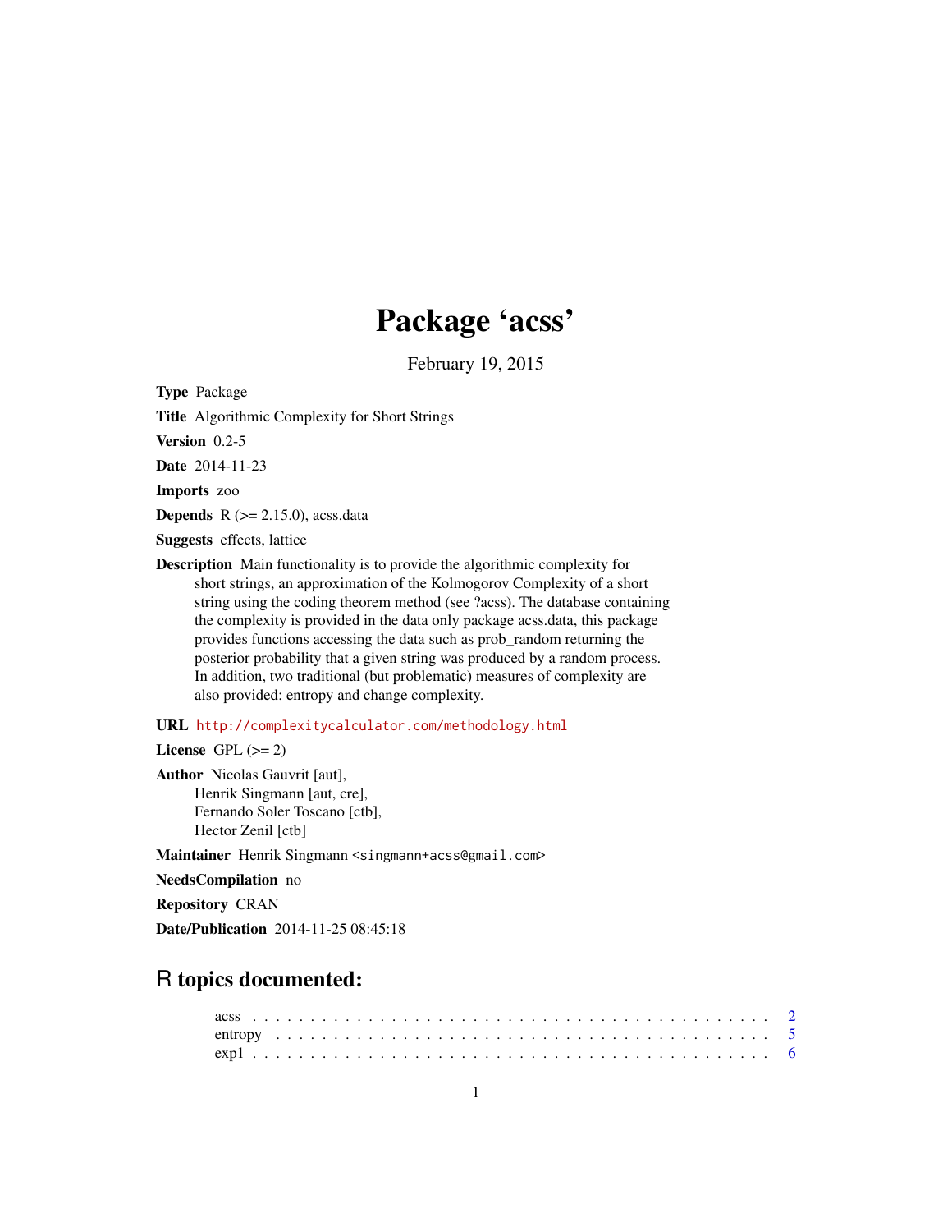# Package 'acss'

February 19, 2015

**Type** Package

**Title** Algorithmic Complexity for Short Strings

**Version** 0.2-5

**Date** 2014-11-23

**Imports** zoo

**Depends** R (>= 2.15.0), acss.data

**Suggests** effects, lattice

**Description** Main functionality is to provide the algorithmic complexity for short strings, an approximation of the Kolmogorov Complexity of a short string using the coding theorem method (see ?acss). The database containing the complexity is provided in the data only package acss.data, this package provides functions accessing the data such as prob_random returning the posterior probability that a given string was produced by a random process. In addition, two traditional (but problematic) measures of complexity are also provided: entropy and change complexity.

**URL** http://complexitycalculator.com/methodology.html

**License** GPL (>= 2)

**Author** Nicolas Gauvrit [aut],
Henrik Singmann [aut, cre],
Fernando Soler Toscano [ctb],
Hector Zenil [ctb]

**Maintainer** Henrik Singmann <singmann+acss@gmail.com>

**NeedsCompilation** no

**Repository** CRAN

**Date/Publication** 2014-11-25 08:45:18

## R topics documented:

- acss . . . . . . . . . . . . . . . . . . . . . . . . . . . . . . . . . . . . . . . . . . . 2
- entropy . . . . . . . . . . . . . . . . . . . . . . . . . . . . . . . . . . . . . . . . . 5
- exp1 . . . . . . . . . . . . . . . . . . . . . . . . . . . . . . . . . . . . . . . . . . . 6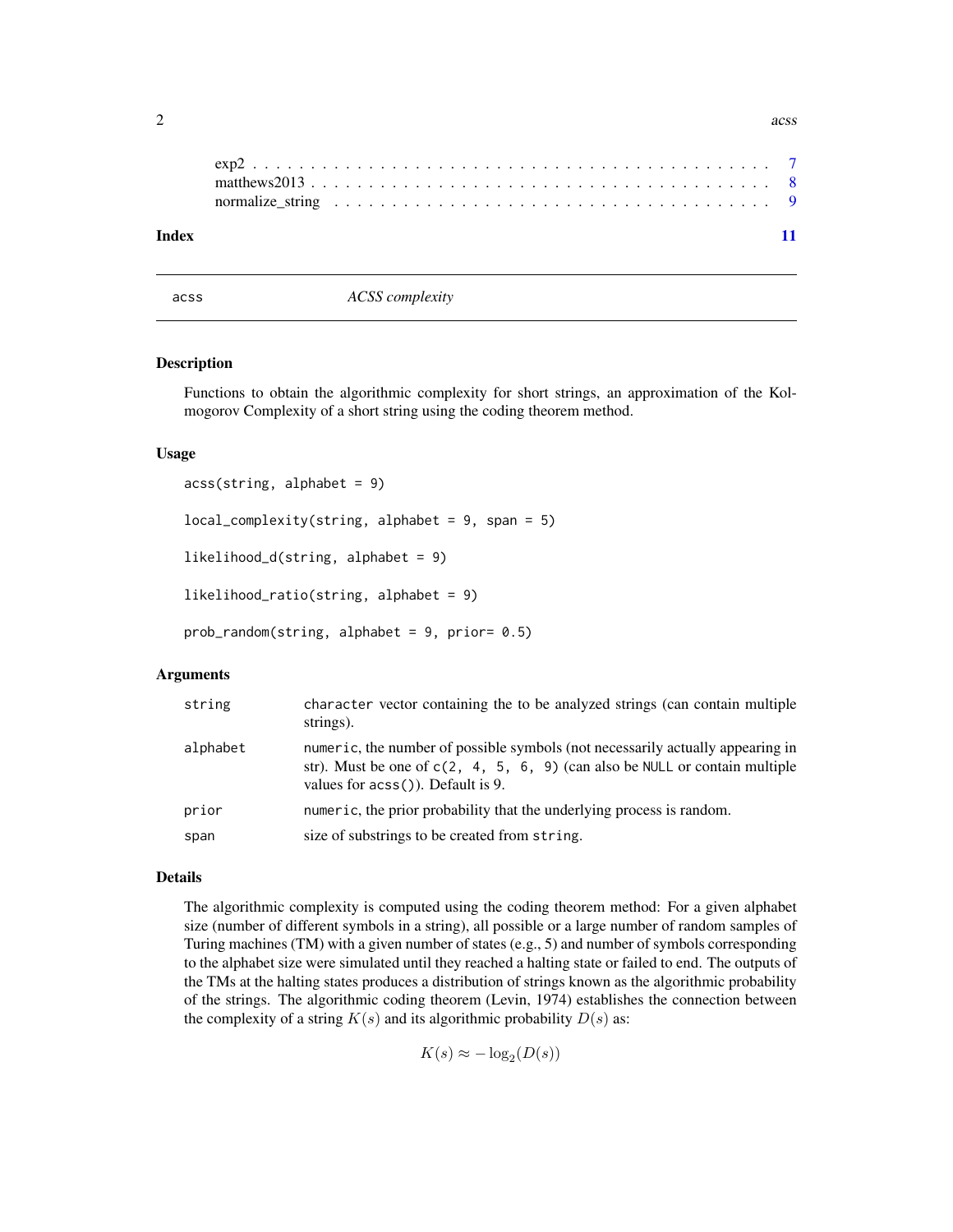exp2 . . . . . . . . . . . . . . . . . . . . . . . . . . . . . . . . . . . . . . . . . 7
matthews2013 . . . . . . . . . . . . . . . . . . . . . . . . . . . . . . . . . . . . . 8
normalize_string . . . . . . . . . . . . . . . . . . . . . . . . . . . . . . . . . . . 9

**Index** 11

---

`acss` *ACSS complexity*

---

## Description

Functions to obtain the algorithmic complexity for short strings, an approximation of the Kolmogorov Complexity of a short string using the coding theorem method.

## Usage

```
acss(string, alphabet = 9)

local_complexity(string, alphabet = 9, span = 5)

likelihood_d(string, alphabet = 9)

likelihood_ratio(string, alphabet = 9)

prob_random(string, alphabet = 9, prior= 0.5)
```

## Arguments

| | |
|---|---|
| `string` | `character` vector containing the to be analyzed strings (can contain multiple strings). |
| `alphabet` | `numeric`, the number of possible symbols (not necessarily actually appearing in str). Must be one of `c(2, 4, 5, 6, 9)` (can also be `NULL` or contain multiple values for `acss()`). Default is 9. |
| `prior` | `numeric`, the prior probability that the underlying process is random. |
| `span` | size of substrings to be created from `string`. |

## Details

The algorithmic complexity is computed using the coding theorem method: For a given alphabet size (number of different symbols in a string), all possible or a large number of random samples of Turing machines (TM) with a given number of states (e.g., 5) and number of symbols corresponding to the alphabet size were simulated until they reached a halting state or failed to end. The outputs of the TMs at the halting states produces a distribution of strings known as the algorithmic probability of the strings. The algorithmic coding theorem (Levin, 1974) establishes the connection between the complexity of a string $K(s)$ and its algorithmic probability $D(s)$ as:

$$K(s) \approx -\log_2(D(s))$$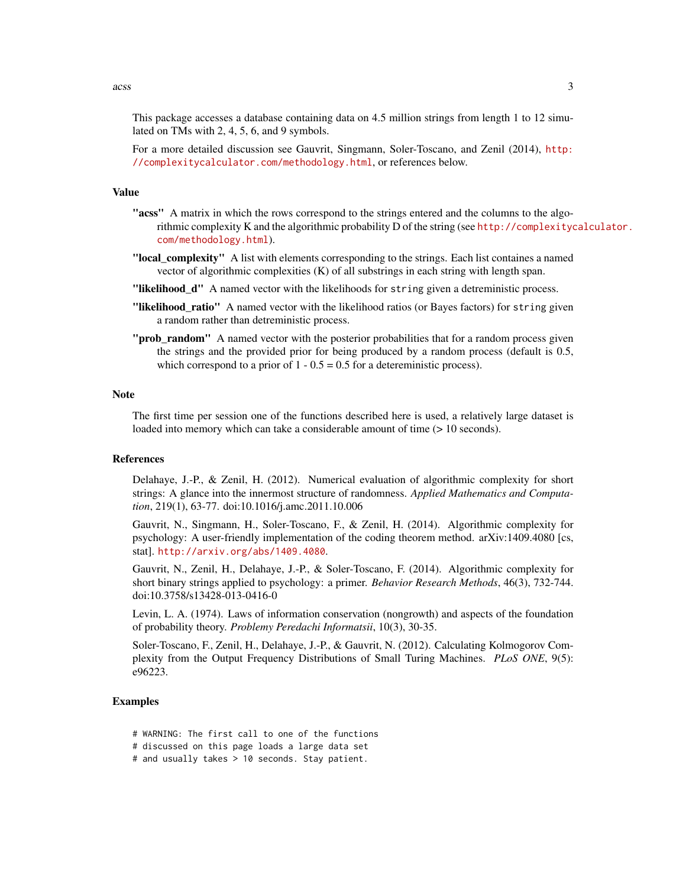This package accesses a database containing data on 4.5 million strings from length 1 to 12 simulated on TMs with 2, 4, 5, 6, and 9 symbols.

For a more detailed discussion see Gauvrit, Singmann, Soler-Toscano, and Zenil (2014), http://complexitycalculator.com/methodology.html, or references below.

## Value

**"acss"** A matrix in which the rows correspond to the strings entered and the columns to the algorithmic complexity K and the algorithmic probability D of the string (see http://complexitycalculator.com/methodology.html).

**"local_complexity"** A list with elements corresponding to the strings. Each list containes a named vector of algorithmic complexities (K) of all substrings in each string with length span.

**"likelihood_d"** A named vector with the likelihoods for `string` given a detreministic process.

**"likelihood_ratio"** A named vector with the likelihood ratios (or Bayes factors) for `string` given a random rather than detreministic process.

**"prob_random"** A named vector with the posterior probabilities that for a random process given the strings and the provided prior for being produced by a random process (default is 0.5, which correspond to a prior of 1 - 0.5 = 0.5 for a detereministic process).

## Note

The first time per session one of the functions described here is used, a relatively large dataset is loaded into memory which can take a considerable amount of time (> 10 seconds).

## References

Delahaye, J.-P., & Zenil, H. (2012). Numerical evaluation of algorithmic complexity for short strings: A glance into the innermost structure of randomness. *Applied Mathematics and Computation*, 219(1), 63-77. doi:10.1016/j.amc.2011.10.006

Gauvrit, N., Singmann, H., Soler-Toscano, F., & Zenil, H. (2014). Algorithmic complexity for psychology: A user-friendly implementation of the coding theorem method. arXiv:1409.4080 [cs, stat]. http://arxiv.org/abs/1409.4080.

Gauvrit, N., Zenil, H., Delahaye, J.-P., & Soler-Toscano, F. (2014). Algorithmic complexity for short binary strings applied to psychology: a primer. *Behavior Research Methods*, 46(3), 732-744. doi:10.3758/s13428-013-0416-0

Levin, L. A. (1974). Laws of information conservation (nongrowth) and aspects of the foundation of probability theory. *Problemy Peredachi Informatsii*, 10(3), 30-35.

Soler-Toscano, F., Zenil, H., Delahaye, J.-P., & Gauvrit, N. (2012). Calculating Kolmogorov Complexity from the Output Frequency Distributions of Small Turing Machines. *PLoS ONE*, 9(5): e96223.

## Examples

```
# WARNING: The first call to one of the functions
# discussed on this page loads a large data set
# and usually takes > 10 seconds. Stay patient.
```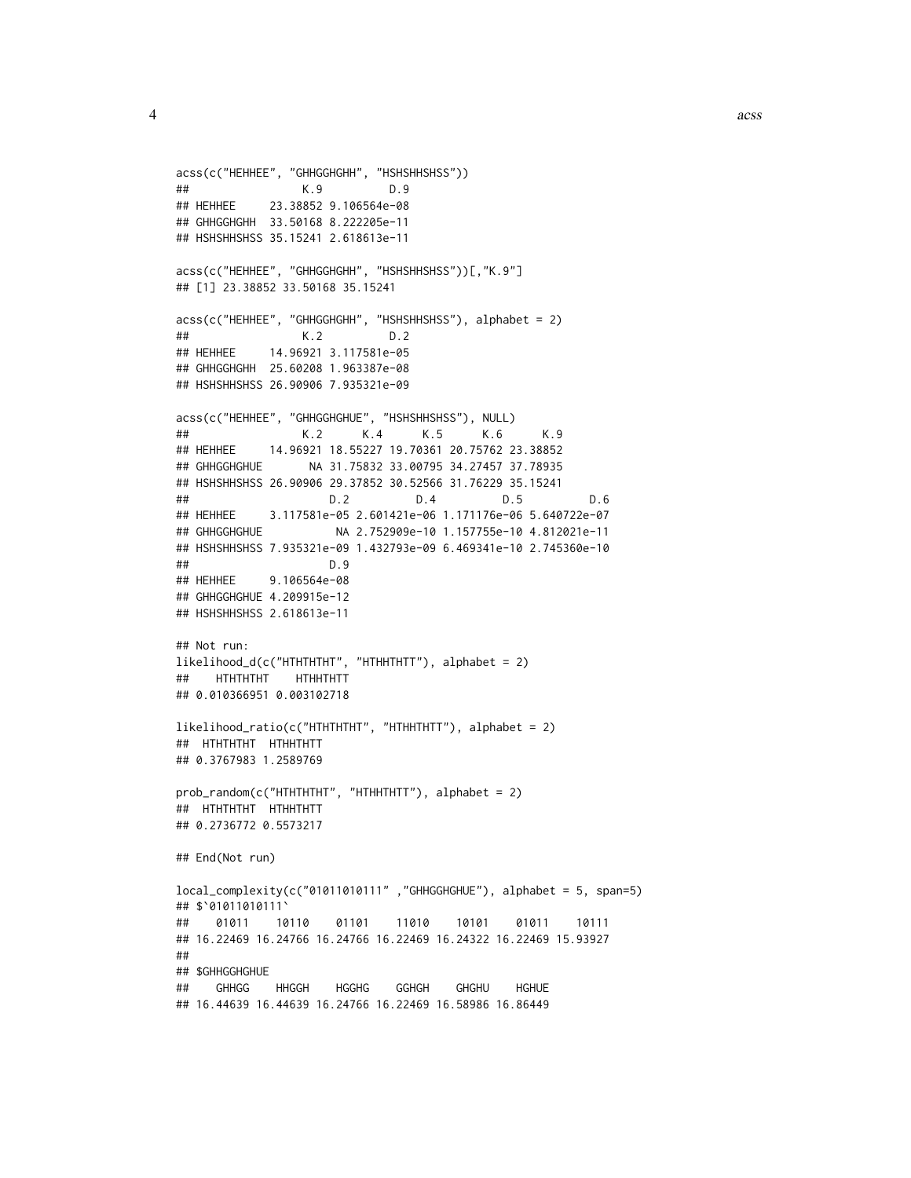```
acss(c("HEHHEE", "GHHGGHGHH", "HSHSHHSHSS"))
##                  K.9          D.9
## HEHHEE     23.38852 9.106564e-08
## GHHGGHGHH  33.50168 8.222205e-11
## HSHSHHSHSS 35.15241 2.618613e-11

acss(c("HEHHEE", "GHHGGHGHH", "HSHSHHSHSS"))[,"K.9"]
## [1] 23.38852 33.50168 35.15241

acss(c("HEHHEE", "GHHGGHGHH", "HSHSHHSHSS"), alphabet = 2)
##                  K.2          D.2
## HEHHEE     14.96921 3.117581e-05
## GHHGGHGHH  25.60208 1.963387e-08
## HSHSHHSHSS 26.90906 7.935321e-09

acss(c("HEHHEE", "GHHGGHGHUE", "HSHSHHSHSS"), NULL)
##                  K.2      K.4      K.5      K.6      K.9
## HEHHEE     14.96921 18.55227 19.70361 20.75762 23.38852
## GHHGGHGHUE       NA 31.75832 33.00795 34.27457 37.78935
## HSHSHHSHSS 26.90906 29.37852 30.52566 31.76229 35.15241
##                     D.2          D.4          D.5          D.6
## HEHHEE     3.117581e-05 2.601421e-06 1.171176e-06 5.640722e-07
## GHHGGHGHUE           NA 2.752909e-10 1.157755e-10 4.812021e-11
## HSHSHHSHSS 7.935321e-09 1.432793e-09 6.469341e-10 2.745360e-10
##                     D.9
## HEHHEE     9.106564e-08
## GHHGGHGHUE 4.209915e-12
## HSHSHHSHSS 2.618613e-11

## Not run:
likelihood_d(c("HTHTHTHT", "HTHHTHTT"), alphabet = 2)
##    HTHTHTHT    HTHHTHTT
## 0.010366951 0.003102718

likelihood_ratio(c("HTHTHTHT", "HTHHTHTT"), alphabet = 2)
##  HTHTHTHT  HTHHTHTT
## 0.3767983 1.2589769

prob_random(c("HTHTHTHT", "HTHHTHTT"), alphabet = 2)
##  HTHTHTHT  HTHHTHTT
## 0.2736772 0.5573217

## End(Not run)

local_complexity(c("01011010111" ,"GHHGGHGHUE"), alphabet = 5, span=5)
## $`01011010111`
##    01011    10110    01101    11010    10101    01011    10111
## 16.22469 16.24766 16.24766 16.22469 16.24322 16.22469 15.93927
##
## $GHHGGHGHUE
##    GHHGG    HHGGH    HGGHG    GGHGH    GHGHU    HGHUE
## 16.44639 16.44639 16.24766 16.22469 16.58986 16.86449
```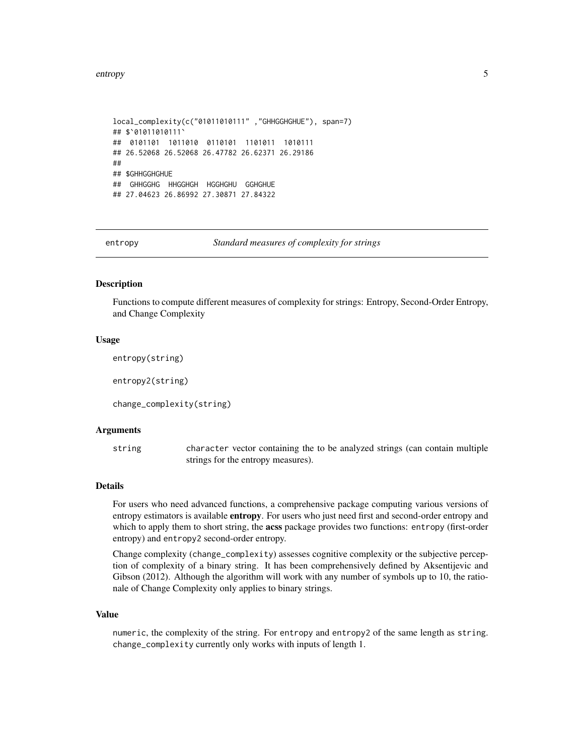```
local_complexity(c("01011010111" ,"GHHGGHGHUE"), span=7)
## $`01011010111`
##  0101101  1011010  0110101  1101011  1010111
## 26.52068 26.52068 26.47782 26.62371 26.29186
##
## $GHHGGHGHUE
##  GHHGGHG  HHGGHGH  HGGHGHU  GGHGHUE
## 27.04623 26.86992 27.30871 27.84322
```

---

entropy — *Standard measures of complexity for strings*

---

### Description

Functions to compute different measures of complexity for strings: Entropy, Second-Order Entropy, and Change Complexity

### Usage

```
entropy(string)

entropy2(string)

change_complexity(string)
```

### Arguments

| | |
|---|---|
| string | character vector containing the to be analyzed strings (can contain multiple strings for the entropy measures). |

### Details

For users who need advanced functions, a comprehensive package computing various versions of entropy estimators is available **entropy**. For users who just need first and second-order entropy and which to apply them to short string, the **acss** package provides two functions: entropy (first-order entropy) and entropy2 second-order entropy.

Change complexity (change_complexity) assesses cognitive complexity or the subjective perception of complexity of a binary string. It has been comprehensively defined by Aksentijevic and Gibson (2012). Although the algorithm will work with any number of symbols up to 10, the rationale of Change Complexity only applies to binary strings.

### Value

numeric, the complexity of the string. For entropy and entropy2 of the same length as string. change_complexity currently only works with inputs of length 1.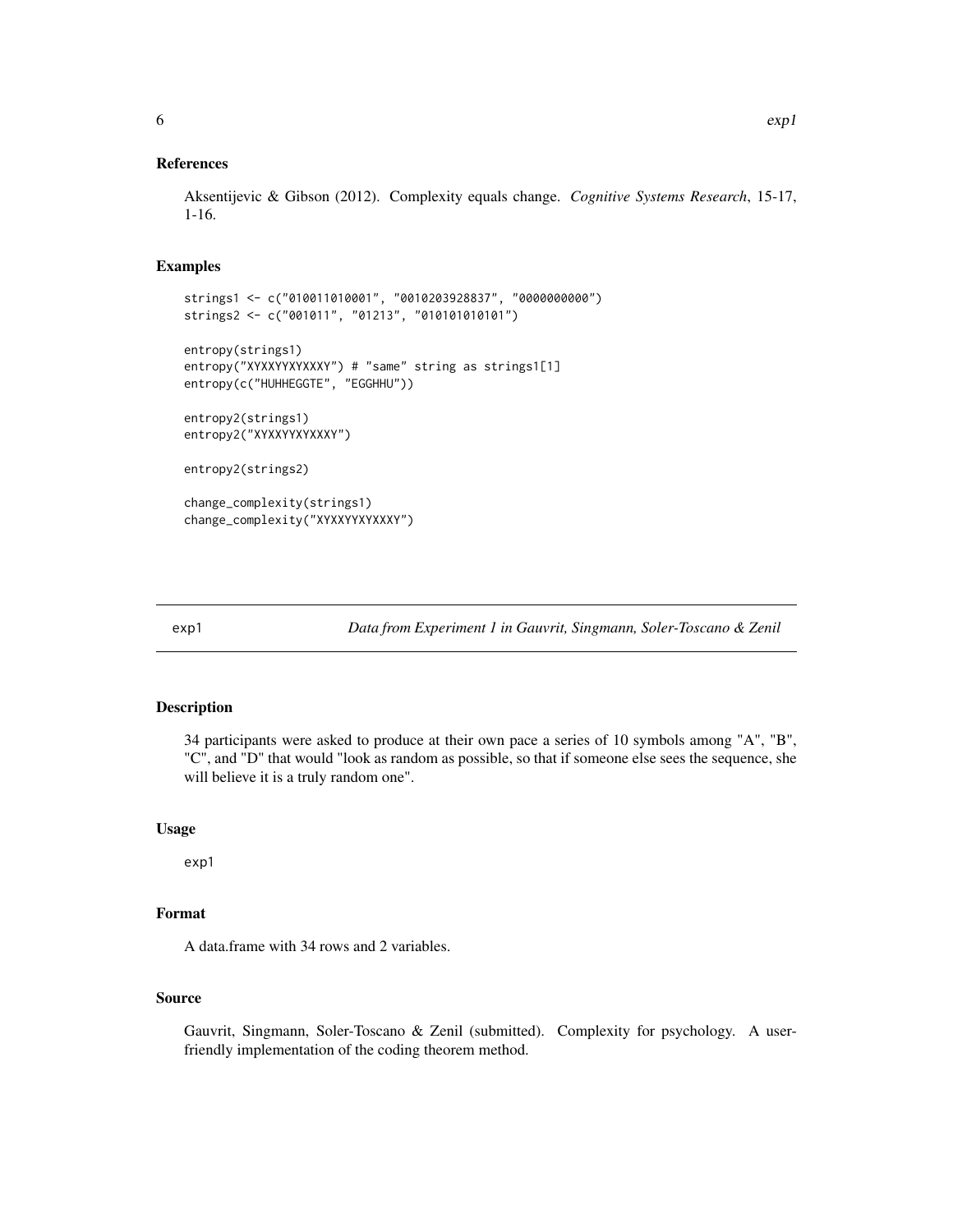### References

Aksentijevic & Gibson (2012). Complexity equals change. *Cognitive Systems Research*, 15-17, 1-16.

### Examples

```
strings1 <- c("010011010001", "0010203928837", "0000000000")
strings2 <- c("001011", "01213", "010101010101")

entropy(strings1)
entropy("XYXXYYXYXXXY") # "same" string as strings1[1]
entropy(c("HUHHEGGTE", "EGGHHU"))

entropy2(strings1)
entropy2("XYXXYYXYXXXY")

entropy2(strings2)

change_complexity(strings1)
change_complexity("XYXXYYXYXXXY")
```

## exp1 — *Data from Experiment 1 in Gauvrit, Singmann, Soler-Toscano & Zenil*

### Description

34 participants were asked to produce at their own pace a series of 10 symbols among "A", "B", "C", and "D" that would "look as random as possible, so that if someone else sees the sequence, she will believe it is a truly random one".

### Usage

```
exp1
```

### Format

A data.frame with 34 rows and 2 variables.

### Source

Gauvrit, Singmann, Soler-Toscano & Zenil (submitted). Complexity for psychology. A user-friendly implementation of the coding theorem method.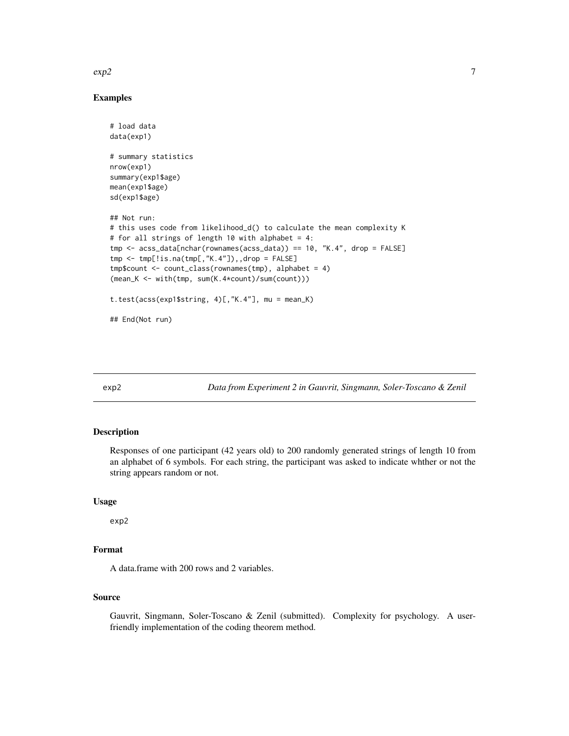### Examples

```
# load data
data(exp1)

# summary statistics
nrow(exp1)
summary(exp1$age)
mean(exp1$age)
sd(exp1$age)

## Not run:
# this uses code from likelihood_d() to calculate the mean complexity K
# for all strings of length 10 with alphabet = 4:
tmp <- acss_data[nchar(rownames(acss_data)) == 10, "K.4", drop = FALSE]
tmp <- tmp[!is.na(tmp[,"K.4"]),,drop = FALSE]
tmp$count <- count_class(rownames(tmp), alphabet = 4)
(mean_K <- with(tmp, sum(K.4*count)/sum(count)))

t.test(acss(exp1$string, 4)[,"K.4"], mu = mean_K)

## End(Not run)
```

---

## exp2 — *Data from Experiment 2 in Gauvrit, Singmann, Soler-Toscano & Zenil*

### Description

Responses of one participant (42 years old) to 200 randomly generated strings of length 10 from an alphabet of 6 symbols. For each string, the participant was asked to indicate whther or not the string appears random or not.

### Usage

```
exp2
```

### Format

A data.frame with 200 rows and 2 variables.

### Source

Gauvrit, Singmann, Soler-Toscano & Zenil (submitted). Complexity for psychology. A user-friendly implementation of the coding theorem method.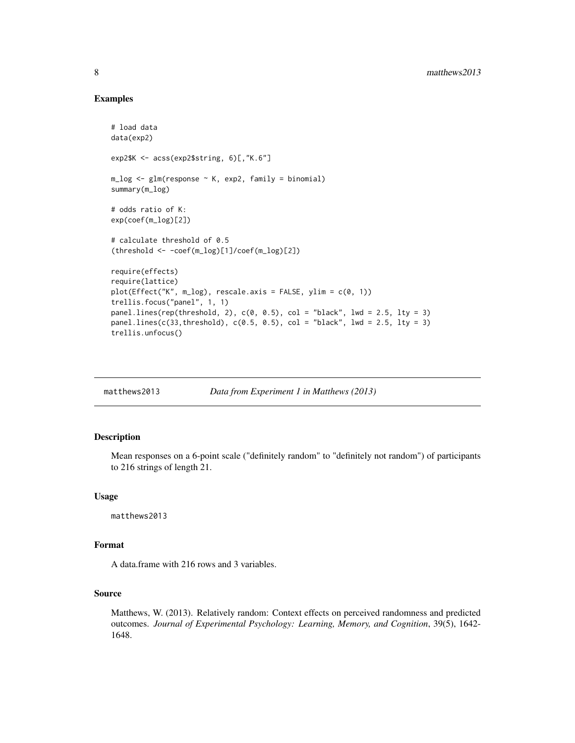## Examples

```
# load data
data(exp2)

exp2$K <- acss(exp2$string, 6)[,"K.6"]

m_log <- glm(response ~ K, exp2, family = binomial)
summary(m_log)

# odds ratio of K:
exp(coef(m_log)[2])

# calculate threshold of 0.5
(threshold <- -coef(m_log)[1]/coef(m_log)[2])

require(effects)
require(lattice)
plot(Effect("K", m_log), rescale.axis = FALSE, ylim = c(0, 1))
trellis.focus("panel", 1, 1)
panel.lines(rep(threshold, 2), c(0, 0.5), col = "black", lwd = 2.5, lty = 3)
panel.lines(c(33,threshold), c(0.5, 0.5), col = "black", lwd = 2.5, lty = 3)
trellis.unfocus()
```

---

# matthews2013 — *Data from Experiment 1 in Matthews (2013)*

---

## Description

Mean responses on a 6-point scale ("definitely random" to "definitely not random") of participants to 216 strings of length 21.

## Usage

```
matthews2013
```

## Format

A data.frame with 216 rows and 3 variables.

## Source

Matthews, W. (2013). Relatively random: Context effects on perceived randomness and predicted outcomes. *Journal of Experimental Psychology: Learning, Memory, and Cognition*, 39(5), 1642-1648.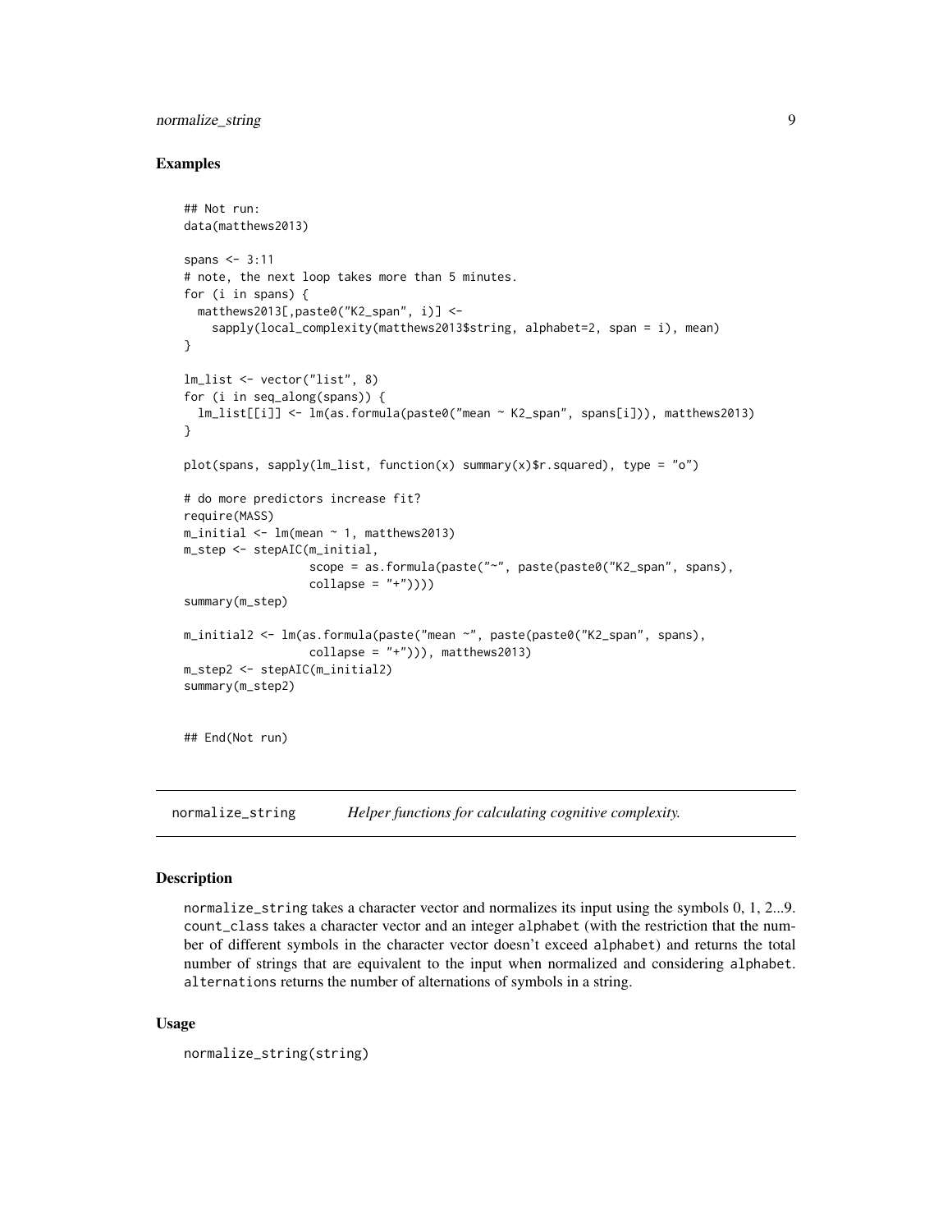### Examples

```
## Not run:
data(matthews2013)

spans <- 3:11
# note, the next loop takes more than 5 minutes.
for (i in spans) {
  matthews2013[,paste0("K2_span", i)] <-
    sapply(local_complexity(matthews2013$string, alphabet=2, span = i), mean)
}

lm_list <- vector("list", 8)
for (i in seq_along(spans)) {
  lm_list[[i]] <- lm(as.formula(paste0("mean ~ K2_span", spans[i])), matthews2013)
}

plot(spans, sapply(lm_list, function(x) summary(x)$r.squared), type = "o")

# do more predictors increase fit?
require(MASS)
m_initial <- lm(mean ~ 1, matthews2013)
m_step <- stepAIC(m_initial,
                  scope = as.formula(paste("~", paste(paste0("K2_span", spans),
                  collapse = "+"))))
summary(m_step)

m_initial2 <- lm(as.formula(paste("mean ~", paste(paste0("K2_span", spans),
                  collapse = "+"))), matthews2013)
m_step2 <- stepAIC(m_initial2)
summary(m_step2)


## End(Not run)
```

---

## normalize_string — *Helper functions for calculating cognitive complexity.*

---

### Description

normalize_string takes a character vector and normalizes its input using the symbols 0, 1, 2...9. count_class takes a character vector and an integer alphabet (with the restriction that the number of different symbols in the character vector doesn't exceed alphabet) and returns the total number of strings that are equivalent to the input when normalized and considering alphabet. alternations returns the number of alternations of symbols in a string.

### Usage

```
normalize_string(string)
```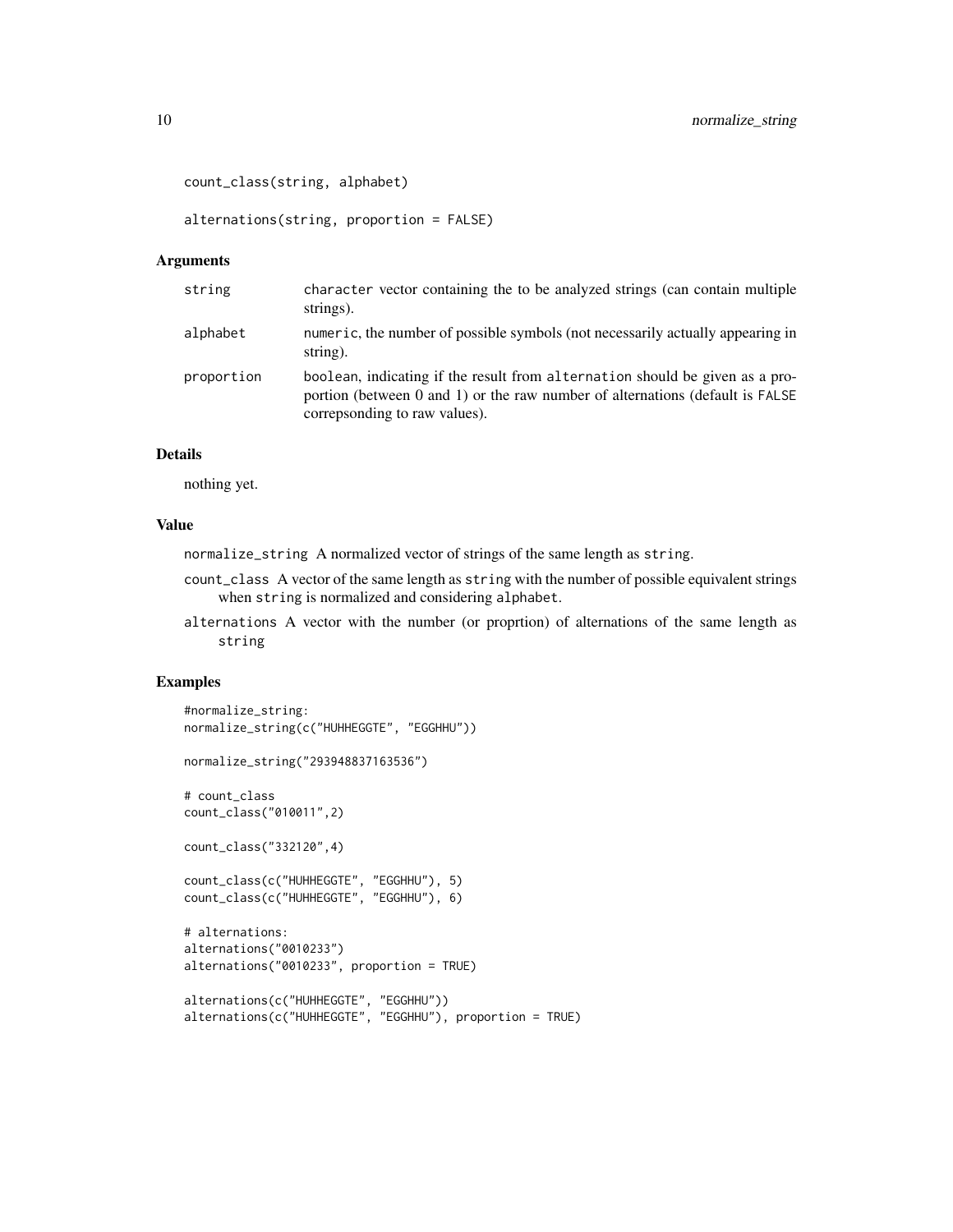```
count_class(string, alphabet)

alternations(string, proportion = FALSE)
```

## Arguments

| | |
|---|---|
| string | character vector containing the to be analyzed strings (can contain multiple strings). |
| alphabet | numeric, the number of possible symbols (not necessarily actually appearing in string). |
| proportion | boolean, indicating if the result from alternation should be given as a proportion (between 0 and 1) or the raw number of alternations (default is FALSE correpsonding to raw values). |

## Details

nothing yet.

## Value

normalize_string A normalized vector of strings of the same length as string.

count_class A vector of the same length as string with the number of possible equivalent strings when string is normalized and considering alphabet.

alternations A vector with the number (or proprtion) of alternations of the same length as string

## Examples

```
#normalize_string:
normalize_string(c("HUHHEGGTE", "EGGHHU"))

normalize_string("293948837163536")

# count_class
count_class("010011",2)

count_class("332120",4)

count_class(c("HUHHEGGTE", "EGGHHU"), 5)
count_class(c("HUHHEGGTE", "EGGHHU"), 6)

# alternations:
alternations("0010233")
alternations("0010233", proportion = TRUE)

alternations(c("HUHHEGGTE", "EGGHHU"))
alternations(c("HUHHEGGTE", "EGGHHU"), proportion = TRUE)
```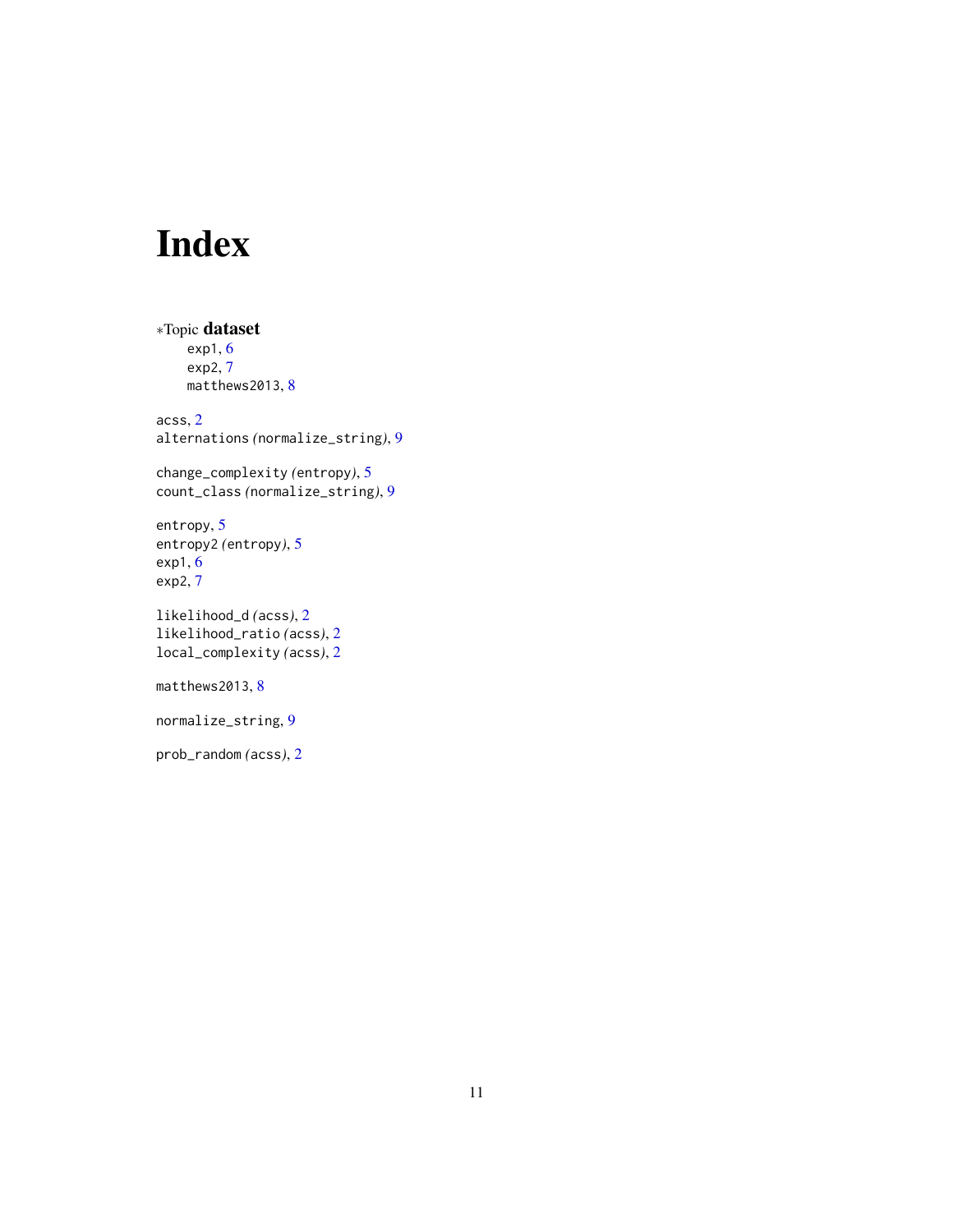# Index

*Topic **dataset**

exp1, 6
exp2, 7
matthews2013, 8

acss, 2
alternations (normalize_string), 9

change_complexity (entropy), 5
count_class (normalize_string), 9

entropy, 5
entropy2 (entropy), 5
exp1, 6
exp2, 7

likelihood_d (acss), 2
likelihood_ratio (acss), 2
local_complexity (acss), 2

matthews2013, 8

normalize_string, 9

prob_random (acss), 2